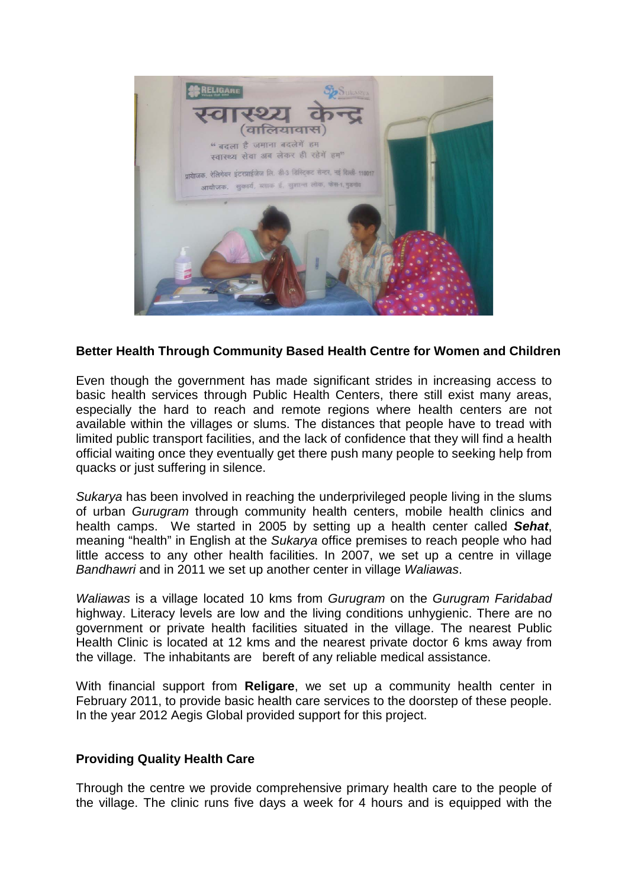## Better Health Through Community Based Health Centre for Women and Children

Even though the government has made significant strides in increasing access to basic health services through Public Health Centers, there still exist many areas, especially the hard to reach and remote regions where health centers are not available within the villages or slums. The distances that people have to tread with limited public transport facilities, and the lack of confidence that they will find a health official waiting once they eventually get there push many people to seeking help from quacks or just suffering in silence.

*Sukarya* has been involved in reaching the underprivileged people living in the slums of urban *Gurugram* through community health centers, mobile health clinics and health camps. We started in 2005 by setting up a health center called ***Sehat***, meaning "health" in English at the *Sukarya* office premises to reach people who had little access to any other health facilities. In 2007, we set up a centre in village *Bandhawri* and in 2011 we set up another center in village *Waliawas*.

*Waliawas* is a village located 10 kms from *Gurugram* on the *Gurugram Faridabad* highway. Literacy levels are low and the living conditions unhygienic. There are no government or private health facilities situated in the village. The nearest Public Health Clinic is located at 12 kms and the nearest private doctor 6 kms away from the village. The inhabitants are bereft of any reliable medical assistance.

With financial support from **Religare**, we set up a community health center in February 2011, to provide basic health care services to the doorstep of these people. In the year 2012 Aegis Global provided support for this project.

### Providing Quality Health Care

Through the centre we provide comprehensive primary health care to the people of the village. The clinic runs five days a week for 4 hours and is equipped with the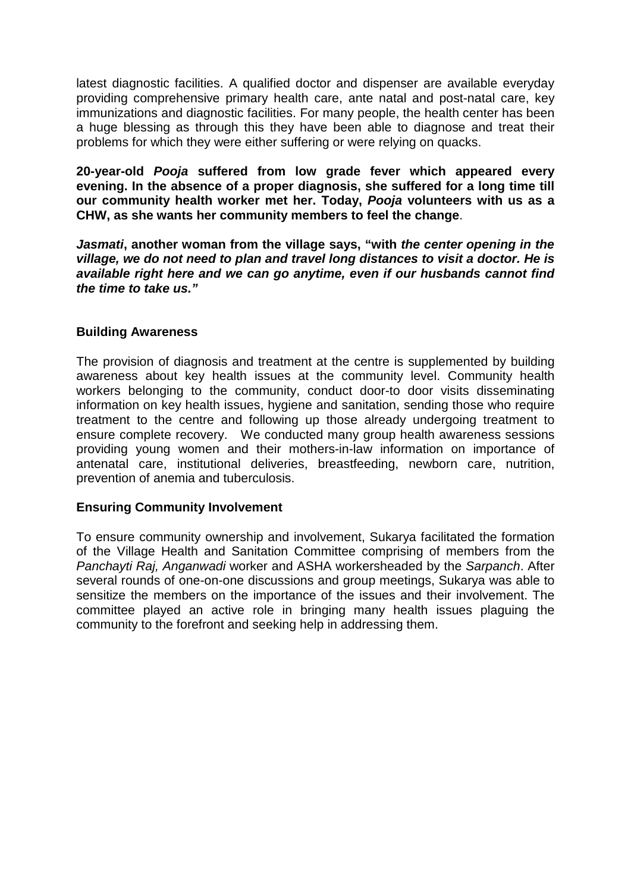latest diagnostic facilities. A qualified doctor and dispenser are available everyday providing comprehensive primary health care, ante natal and post-natal care, key immunizations and diagnostic facilities. For many people, the health center has been a huge blessing as through this they have been able to diagnose and treat their problems for which they were either suffering or were relying on quacks.

**20-year-old *Pooja* suffered from low grade fever which appeared every evening. In the absence of a proper diagnosis, she suffered for a long time till our community health worker met her. Today, *Pooja* volunteers with us as a CHW, as she wants her community members to feel the change**.

***Jasmati*, another woman from the village says, "with *the center opening in the village, we do not need to plan and travel long distances to visit a doctor. He is available right here and we can go anytime, even if our husbands cannot find the time to take us."***

**Building Awareness**

The provision of diagnosis and treatment at the centre is supplemented by building awareness about key health issues at the community level. Community health workers belonging to the community, conduct door-to door visits disseminating information on key health issues, hygiene and sanitation, sending those who require treatment to the centre and following up those already undergoing treatment to ensure complete recovery. We conducted many group health awareness sessions providing young women and their mothers-in-law information on importance of antenatal care, institutional deliveries, breastfeeding, newborn care, nutrition, prevention of anemia and tuberculosis.

**Ensuring Community Involvement**

To ensure community ownership and involvement, Sukarya facilitated the formation of the Village Health and Sanitation Committee comprising of members from the *Panchayti Raj, Anganwadi* worker and ASHA workersheaded by the *Sarpanch*. After several rounds of one-on-one discussions and group meetings, Sukarya was able to sensitize the members on the importance of the issues and their involvement. The committee played an active role in bringing many health issues plaguing the community to the forefront and seeking help in addressing them.